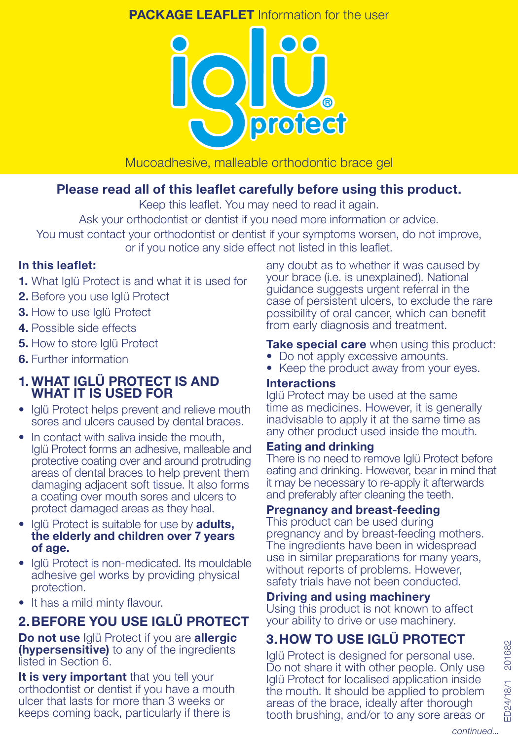**PACKAGE LEAFLET** Information for the user

# iglü® protect

Mucoadhesive, malleable orthodontic brace gel

**Please read all of this leaflet carefully before using this product.**

Keep this leaflet. You may need to read it again.
Ask your orthodontist or dentist if you need more information or advice.
You must contact your orthodontist or dentist if your symptoms worsen, do not improve, or if you notice any side effect not listed in this leaflet.

**In this leaflet:**

1. What Iglü Protect is and what it is used for
2. Before you use Iglü Protect
3. How to use Iglü Protect
4. Possible side effects
5. How to store Iglü Protect
6. Further information

## 1. WHAT IGLÜ PROTECT IS AND WHAT IT IS USED FOR

- Iglü Protect helps prevent and relieve mouth sores and ulcers caused by dental braces.
- In contact with saliva inside the mouth, Iglü Protect forms an adhesive, malleable and protective coating over and around protruding areas of dental braces to help prevent them damaging adjacent soft tissue. It also forms a coating over mouth sores and ulcers to protect damaged areas as they heal.
- Iglü Protect is suitable for use by **adults, the elderly and children over 7 years of age.**
- Iglü Protect is non-medicated. Its mouldable adhesive gel works by providing physical protection.
- It has a mild minty flavour.

## 2. BEFORE YOU USE IGLÜ PROTECT

**Do not use** Iglü Protect if you are **allergic (hypersensitive)** to any of the ingredients listed in Section 6.

**It is very important** that you tell your orthodontist or dentist if you have a mouth ulcer that lasts for more than 3 weeks or keeps coming back, particularly if there is any doubt as to whether it was caused by your brace (i.e. is unexplained). National guidance suggests urgent referral in the case of persistent ulcers, to exclude the rare possibility of oral cancer, which can benefit from early diagnosis and treatment.

**Take special care** when using this product:

- Do not apply excessive amounts.
- Keep the product away from your eyes.

**Interactions**

Iglü Protect may be used at the same time as medicines. However, it is generally inadvisable to apply it at the same time as any other product used inside the mouth.

**Eating and drinking**

There is no need to remove Iglü Protect before eating and drinking. However, bear in mind that it may be necessary to re-apply it afterwards and preferably after cleaning the teeth.

**Pregnancy and breast-feeding**

This product can be used during pregnancy and by breast-feeding mothers. The ingredients have been in widespread use in similar preparations for many years, without reports of problems. However, safety trials have not been conducted.

**Driving and using machinery**

Using this product is not known to affect your ability to drive or use machinery.

## 3. HOW TO USE IGLÜ PROTECT

Iglü Protect is designed for personal use. Do not share it with other people. Only use Iglü Protect for localised application inside the mouth. It should be applied to problem areas of the brace, ideally after thorough tooth brushing, and/or to any sore areas or

*continued...*

ED24/18/1 201682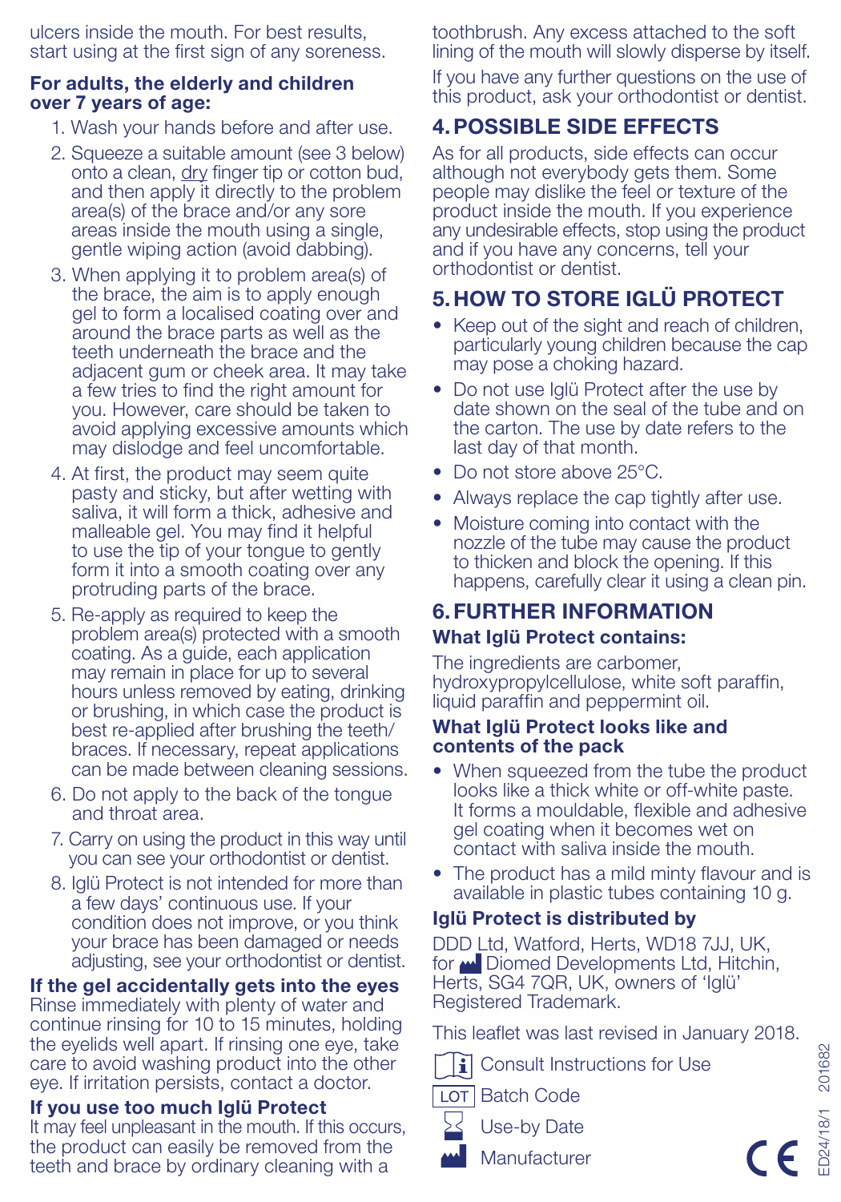ulcers inside the mouth. For best results, start using at the first sign of any soreness.

**For adults, the elderly and children over 7 years of age:**

1. Wash your hands before and after use.
2. Squeeze a suitable amount (see 3 below) onto a clean, dry finger tip or cotton bud, and then apply it directly to the problem area(s) of the brace and/or any sore areas inside the mouth using a single, gentle wiping action (avoid dabbing).
3. When applying it to problem area(s) of the brace, the aim is to apply enough gel to form a localised coating over and around the brace parts as well as the teeth underneath the brace and the adjacent gum or cheek area. It may take a few tries to find the right amount for you. However, care should be taken to avoid applying excessive amounts which may dislodge and feel uncomfortable.
4. At first, the product may seem quite pasty and sticky, but after wetting with saliva, it will form a thick, adhesive and malleable gel. You may find it helpful to use the tip of your tongue to gently form it into a smooth coating over any protruding parts of the brace.
5. Re-apply as required to keep the problem area(s) protected with a smooth coating. As a guide, each application may remain in place for up to several hours unless removed by eating, drinking or brushing, in which case the product is best re-applied after brushing the teeth/ braces. If necessary, repeat applications can be made between cleaning sessions.
6. Do not apply to the back of the tongue and throat area.
7. Carry on using the product in this way until you can see your orthodontist or dentist.
8. Iglü Protect is not intended for more than a few days' continuous use. If your condition does not improve, or you think your brace has been damaged or needs adjusting, see your orthodontist or dentist.

**If the gel accidentally gets into the eyes**
Rinse immediately with plenty of water and continue rinsing for 10 to 15 minutes, holding the eyelids well apart. If rinsing one eye, take care to avoid washing product into the other eye. If irritation persists, contact a doctor.

**If you use too much Iglü Protect**
It may feel unpleasant in the mouth. If this occurs, the product can easily be removed from the teeth and brace by ordinary cleaning with a toothbrush. Any excess attached to the soft lining of the mouth will slowly disperse by itself.

If you have any further questions on the use of this product, ask your orthodontist or dentist.

## 4. POSSIBLE SIDE EFFECTS

As for all products, side effects can occur although not everybody gets them. Some people may dislike the feel or texture of the product inside the mouth. If you experience any undesirable effects, stop using the product and if you have any concerns, tell your orthodontist or dentist.

## 5. HOW TO STORE IGLÜ PROTECT

- Keep out of the sight and reach of children, particularly young children because the cap may pose a choking hazard.
- Do not use Iglü Protect after the use by date shown on the seal of the tube and on the carton. The use by date refers to the last day of that month.
- Do not store above 25°C.
- Always replace the cap tightly after use.
- Moisture coming into contact with the nozzle of the tube may cause the product to thicken and block the opening. If this happens, carefully clear it using a clean pin.

## 6. FURTHER INFORMATION

**What Iglü Protect contains:**

The ingredients are carbomer, hydroxypropylcellulose, white soft paraffin, liquid paraffin and peppermint oil.

**What Iglü Protect looks like and contents of the pack**

- When squeezed from the tube the product looks like a thick white or off-white paste. It forms a mouldable, flexible and adhesive gel coating when it becomes wet on contact with saliva inside the mouth.
- The product has a mild minty flavour and is available in plastic tubes containing 10 g.

**Iglü Protect is distributed by**

DDD Ltd, Watford, Herts, WD18 7JJ, UK, for Diomed Developments Ltd, Hitchin, Herts, SG4 7QR, UK, owners of 'Iglü' Registered Trademark.

This leaflet was last revised in January 2018.

Consult Instructions for Use

LOT Batch Code

Use-by Date

Manufacturer

CE

ED24/18/1 201682